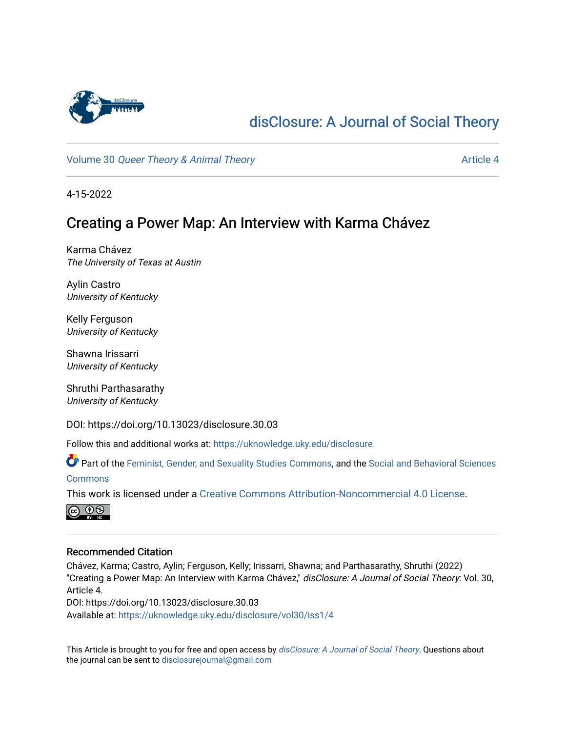disClosure: A Journal of Social Theory

Volume 30 *Queer Theory & Animal Theory* — Article 4

4-15-2022

# Creating a Power Map: An Interview with Karma Chávez

Karma Chávez
*The University of Texas at Austin*

Aylin Castro
*University of Kentucky*

Kelly Ferguson
*University of Kentucky*

Shawna Irissarri
*University of Kentucky*

Shruthi Parthasarathy
*University of Kentucky*

DOI: https://doi.org/10.13023/disclosure.30.03

Follow this and additional works at: https://uknowledge.uky.edu/disclosure

Part of the Feminist, Gender, and Sexuality Studies Commons, and the Social and Behavioral Sciences Commons

This work is licensed under a Creative Commons Attribution-Noncommercial 4.0 License.

## Recommended Citation

Chávez, Karma; Castro, Aylin; Ferguson, Kelly; Irissarri, Shawna; and Parthasarathy, Shruthi (2022) "Creating a Power Map: An Interview with Karma Chávez," *disClosure: A Journal of Social Theory*: Vol. 30, Article 4.
DOI: https://doi.org/10.13023/disclosure.30.03
Available at: https://uknowledge.uky.edu/disclosure/vol30/iss1/4

This Article is brought to you for free and open access by *disClosure: A Journal of Social Theory*. Questions about the journal can be sent to disclosurejournal@gmail.com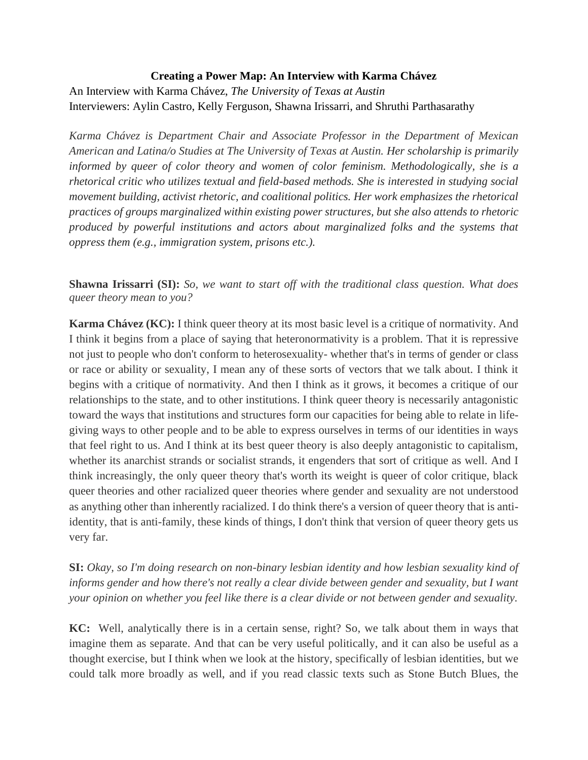**Creating a Power Map: An Interview with Karma Chávez**

An Interview with Karma Chávez, *The University of Texas at Austin*

Interviewers: Aylin Castro, Kelly Ferguson, Shawna Irissarri, and Shruthi Parthasarathy

*Karma Chávez is Department Chair and Associate Professor in the Department of Mexican American and Latina/o Studies at The University of Texas at Austin. Her scholarship is primarily informed by queer of color theory and women of color feminism. Methodologically, she is a rhetorical critic who utilizes textual and field-based methods. She is interested in studying social movement building, activist rhetoric, and coalitional politics. Her work emphasizes the rhetorical practices of groups marginalized within existing power structures, but she also attends to rhetoric produced by powerful institutions and actors about marginalized folks and the systems that oppress them (e.g., immigration system, prisons etc.).*

**Shawna Irissarri (SI):** *So, we want to start off with the traditional class question. What does queer theory mean to you?*

**Karma Chávez (KC):** I think queer theory at its most basic level is a critique of normativity. And I think it begins from a place of saying that heteronormativity is a problem. That it is repressive not just to people who don't conform to heterosexuality- whether that's in terms of gender or class or race or ability or sexuality, I mean any of these sorts of vectors that we talk about. I think it begins with a critique of normativity. And then I think as it grows, it becomes a critique of our relationships to the state, and to other institutions. I think queer theory is necessarily antagonistic toward the ways that institutions and structures form our capacities for being able to relate in life-giving ways to other people and to be able to express ourselves in terms of our identities in ways that feel right to us. And I think at its best queer theory is also deeply antagonistic to capitalism, whether its anarchist strands or socialist strands, it engenders that sort of critique as well. And I think increasingly, the only queer theory that's worth its weight is queer of color critique, black queer theories and other racialized queer theories where gender and sexuality are not understood as anything other than inherently racialized. I do think there's a version of queer theory that is anti-identity, that is anti-family, these kinds of things, I don't think that version of queer theory gets us very far.

**SI:** *Okay, so I'm doing research on non-binary lesbian identity and how lesbian sexuality kind of informs gender and how there's not really a clear divide between gender and sexuality, but I want your opinion on whether you feel like there is a clear divide or not between gender and sexuality.*

**KC:** Well, analytically there is in a certain sense, right? So, we talk about them in ways that imagine them as separate. And that can be very useful politically, and it can also be useful as a thought exercise, but I think when we look at the history, specifically of lesbian identities, but we could talk more broadly as well, and if you read classic texts such as Stone Butch Blues, the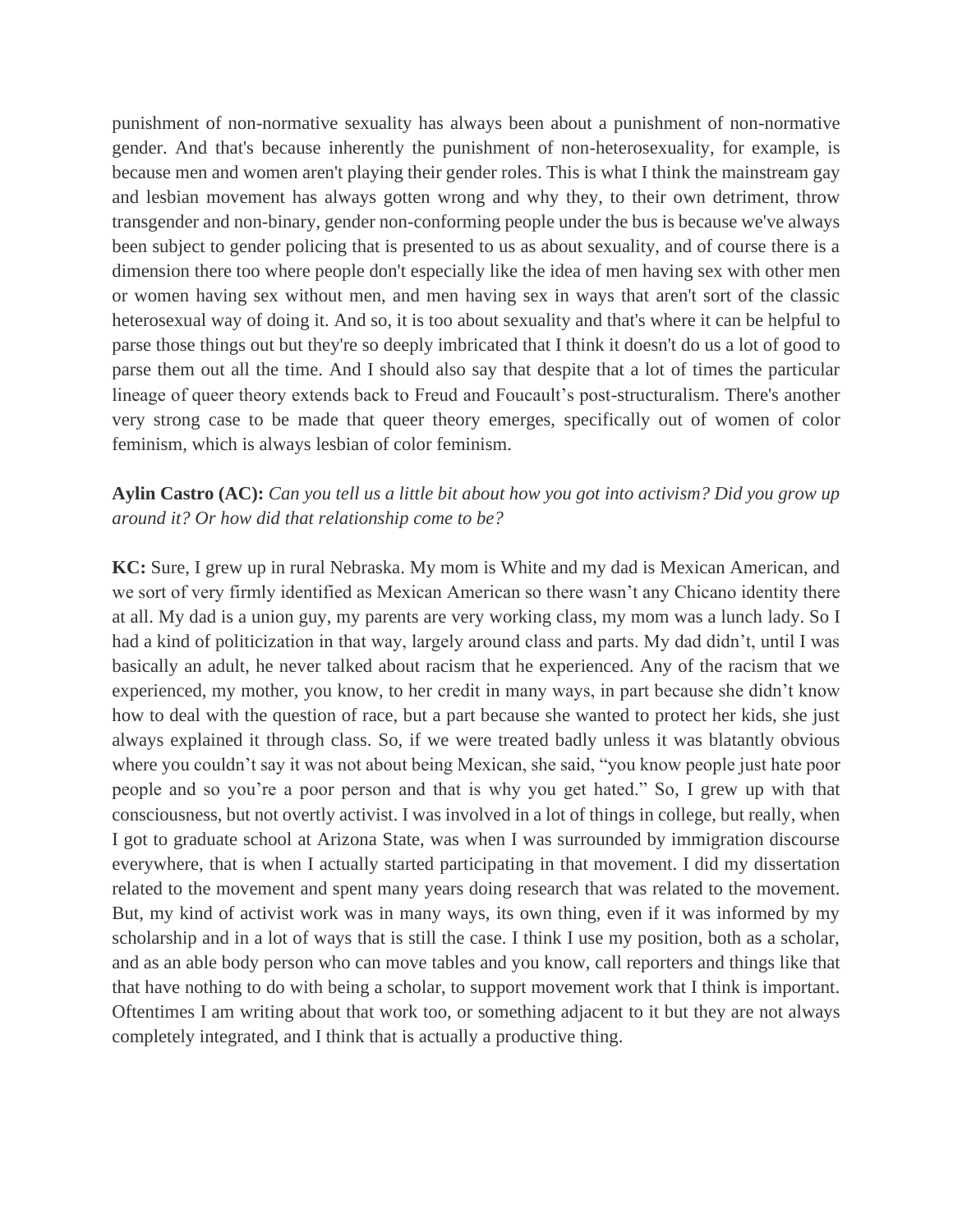punishment of non-normative sexuality has always been about a punishment of non-normative gender. And that's because inherently the punishment of non-heterosexuality, for example, is because men and women aren't playing their gender roles. This is what I think the mainstream gay and lesbian movement has always gotten wrong and why they, to their own detriment, throw transgender and non-binary, gender non-conforming people under the bus is because we've always been subject to gender policing that is presented to us as about sexuality, and of course there is a dimension there too where people don't especially like the idea of men having sex with other men or women having sex without men, and men having sex in ways that aren't sort of the classic heterosexual way of doing it. And so, it is too about sexuality and that's where it can be helpful to parse those things out but they're so deeply imbricated that I think it doesn't do us a lot of good to parse them out all the time. And I should also say that despite that a lot of times the particular lineage of queer theory extends back to Freud and Foucault's post-structuralism. There's another very strong case to be made that queer theory emerges, specifically out of women of color feminism, which is always lesbian of color feminism.

**Aylin Castro (AC):** *Can you tell us a little bit about how you got into activism? Did you grow up around it? Or how did that relationship come to be?*

**KC:** Sure, I grew up in rural Nebraska. My mom is White and my dad is Mexican American, and we sort of very firmly identified as Mexican American so there wasn't any Chicano identity there at all. My dad is a union guy, my parents are very working class, my mom was a lunch lady. So I had a kind of politicization in that way, largely around class and parts. My dad didn't, until I was basically an adult, he never talked about racism that he experienced. Any of the racism that we experienced, my mother, you know, to her credit in many ways, in part because she didn't know how to deal with the question of race, but a part because she wanted to protect her kids, she just always explained it through class. So, if we were treated badly unless it was blatantly obvious where you couldn't say it was not about being Mexican, she said, "you know people just hate poor people and so you're a poor person and that is why you get hated." So, I grew up with that consciousness, but not overtly activist. I was involved in a lot of things in college, but really, when I got to graduate school at Arizona State, was when I was surrounded by immigration discourse everywhere, that is when I actually started participating in that movement. I did my dissertation related to the movement and spent many years doing research that was related to the movement. But, my kind of activist work was in many ways, its own thing, even if it was informed by my scholarship and in a lot of ways that is still the case. I think I use my position, both as a scholar, and as an able body person who can move tables and you know, call reporters and things like that that have nothing to do with being a scholar, to support movement work that I think is important. Oftentimes I am writing about that work too, or something adjacent to it but they are not always completely integrated, and I think that is actually a productive thing.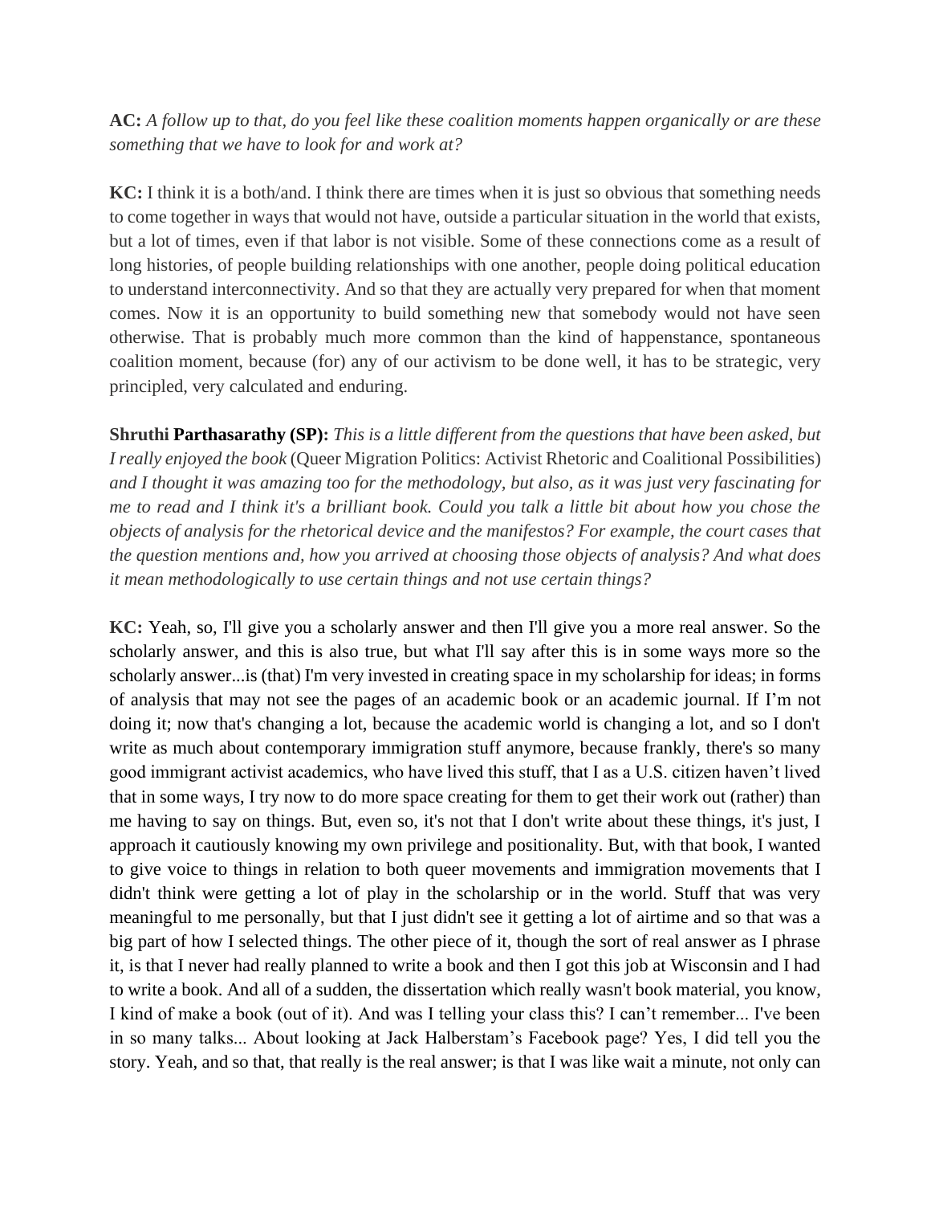**AC:** *A follow up to that, do you feel like these coalition moments happen organically or are these something that we have to look for and work at?*

**KC:** I think it is a both/and. I think there are times when it is just so obvious that something needs to come together in ways that would not have, outside a particular situation in the world that exists, but a lot of times, even if that labor is not visible. Some of these connections come as a result of long histories, of people building relationships with one another, people doing political education to understand interconnectivity. And so that they are actually very prepared for when that moment comes. Now it is an opportunity to build something new that somebody would not have seen otherwise. That is probably much more common than the kind of happenstance, spontaneous coalition moment, because (for) any of our activism to be done well, it has to be strategic, very principled, very calculated and enduring.

**Shruthi Parthasarathy (SP):** *This is a little different from the questions that have been asked, but I really enjoyed the book* (Queer Migration Politics: Activist Rhetoric and Coalitional Possibilities) *and I thought it was amazing too for the methodology, but also, as it was just very fascinating for me to read and I think it's a brilliant book. Could you talk a little bit about how you chose the objects of analysis for the rhetorical device and the manifestos? For example, the court cases that the question mentions and, how you arrived at choosing those objects of analysis? And what does it mean methodologically to use certain things and not use certain things?*

**KC:** Yeah, so, I'll give you a scholarly answer and then I'll give you a more real answer. So the scholarly answer, and this is also true, but what I'll say after this is in some ways more so the scholarly answer...is (that) I'm very invested in creating space in my scholarship for ideas; in forms of analysis that may not see the pages of an academic book or an academic journal. If I'm not doing it; now that's changing a lot, because the academic world is changing a lot, and so I don't write as much about contemporary immigration stuff anymore, because frankly, there's so many good immigrant activist academics, who have lived this stuff, that I as a U.S. citizen haven't lived that in some ways, I try now to do more space creating for them to get their work out (rather) than me having to say on things. But, even so, it's not that I don't write about these things, it's just, I approach it cautiously knowing my own privilege and positionality. But, with that book, I wanted to give voice to things in relation to both queer movements and immigration movements that I didn't think were getting a lot of play in the scholarship or in the world. Stuff that was very meaningful to me personally, but that I just didn't see it getting a lot of airtime and so that was a big part of how I selected things. The other piece of it, though the sort of real answer as I phrase it, is that I never had really planned to write a book and then I got this job at Wisconsin and I had to write a book. And all of a sudden, the dissertation which really wasn't book material, you know, I kind of make a book (out of it). And was I telling your class this? I can't remember... I've been in so many talks... About looking at Jack Halberstam's Facebook page? Yes, I did tell you the story. Yeah, and so that, that really is the real answer; is that I was like wait a minute, not only can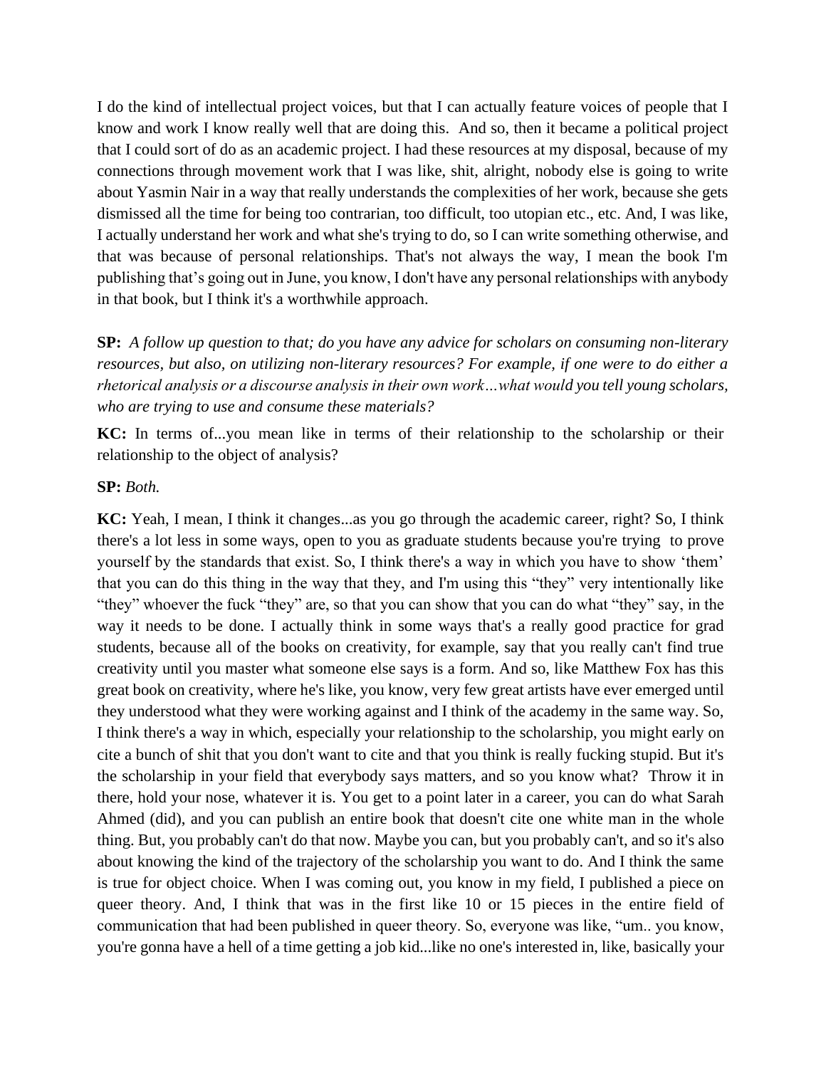I do the kind of intellectual project voices, but that I can actually feature voices of people that I know and work I know really well that are doing this. And so, then it became a political project that I could sort of do as an academic project. I had these resources at my disposal, because of my connections through movement work that I was like, shit, alright, nobody else is going to write about Yasmin Nair in a way that really understands the complexities of her work, because she gets dismissed all the time for being too contrarian, too difficult, too utopian etc., etc. And, I was like, I actually understand her work and what she's trying to do, so I can write something otherwise, and that was because of personal relationships. That's not always the way, I mean the book I'm publishing that's going out in June, you know, I don't have any personal relationships with anybody in that book, but I think it's a worthwhile approach.

**SP:** *A follow up question to that; do you have any advice for scholars on consuming non-literary resources, but also, on utilizing non-literary resources? For example, if one were to do either a rhetorical analysis or a discourse analysis in their own work…what would you tell young scholars, who are trying to use and consume these materials?*

**KC:** In terms of...you mean like in terms of their relationship to the scholarship or their relationship to the object of analysis?

**SP:** *Both.*

**KC:** Yeah, I mean, I think it changes...as you go through the academic career, right? So, I think there's a lot less in some ways, open to you as graduate students because you're trying to prove yourself by the standards that exist. So, I think there's a way in which you have to show 'them' that you can do this thing in the way that they, and I'm using this "they" very intentionally like "they" whoever the fuck "they" are, so that you can show that you can do what "they" say, in the way it needs to be done. I actually think in some ways that's a really good practice for grad students, because all of the books on creativity, for example, say that you really can't find true creativity until you master what someone else says is a form. And so, like Matthew Fox has this great book on creativity, where he's like, you know, very few great artists have ever emerged until they understood what they were working against and I think of the academy in the same way. So, I think there's a way in which, especially your relationship to the scholarship, you might early on cite a bunch of shit that you don't want to cite and that you think is really fucking stupid. But it's the scholarship in your field that everybody says matters, and so you know what? Throw it in there, hold your nose, whatever it is. You get to a point later in a career, you can do what Sarah Ahmed (did), and you can publish an entire book that doesn't cite one white man in the whole thing. But, you probably can't do that now. Maybe you can, but you probably can't, and so it's also about knowing the kind of the trajectory of the scholarship you want to do. And I think the same is true for object choice. When I was coming out, you know in my field, I published a piece on queer theory. And, I think that was in the first like 10 or 15 pieces in the entire field of communication that had been published in queer theory. So, everyone was like, "um.. you know, you're gonna have a hell of a time getting a job kid...like no one's interested in, like, basically your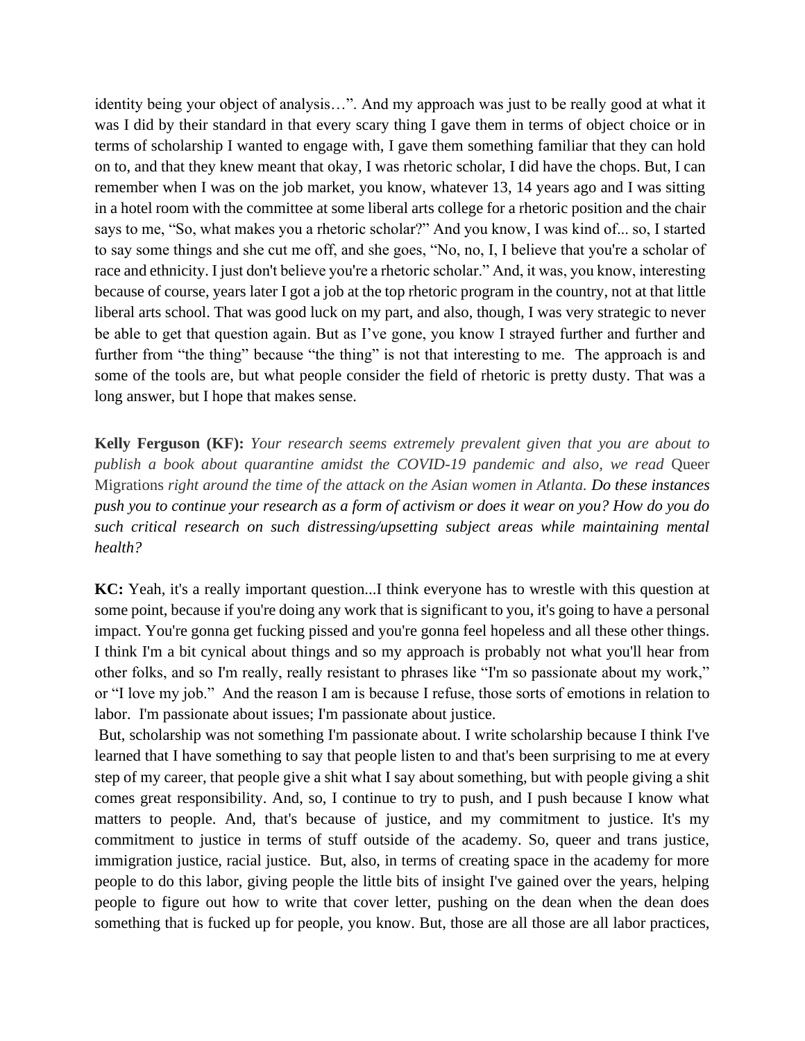identity being your object of analysis…". And my approach was just to be really good at what it was I did by their standard in that every scary thing I gave them in terms of object choice or in terms of scholarship I wanted to engage with, I gave them something familiar that they can hold on to, and that they knew meant that okay, I was rhetoric scholar, I did have the chops. But, I can remember when I was on the job market, you know, whatever 13, 14 years ago and I was sitting in a hotel room with the committee at some liberal arts college for a rhetoric position and the chair says to me, "So, what makes you a rhetoric scholar?" And you know, I was kind of... so, I started to say some things and she cut me off, and she goes, "No, no, I, I believe that you're a scholar of race and ethnicity. I just don't believe you're a rhetoric scholar." And, it was, you know, interesting because of course, years later I got a job at the top rhetoric program in the country, not at that little liberal arts school. That was good luck on my part, and also, though, I was very strategic to never be able to get that question again. But as I've gone, you know I strayed further and further and further from "the thing" because "the thing" is not that interesting to me. The approach is and some of the tools are, but what people consider the field of rhetoric is pretty dusty. That was a long answer, but I hope that makes sense.

**Kelly Ferguson (KF):** *Your research seems extremely prevalent given that you are about to publish a book about quarantine amidst the COVID-19 pandemic and also, we read* Queer Migrations *right around the time of the attack on the Asian women in Atlanta. Do these instances push you to continue your research as a form of activism or does it wear on you? How do you do such critical research on such distressing/upsetting subject areas while maintaining mental health?*

**KC:** Yeah, it's a really important question...I think everyone has to wrestle with this question at some point, because if you're doing any work that is significant to you, it's going to have a personal impact. You're gonna get fucking pissed and you're gonna feel hopeless and all these other things. I think I'm a bit cynical about things and so my approach is probably not what you'll hear from other folks, and so I'm really, really resistant to phrases like "I'm so passionate about my work," or "I love my job." And the reason I am is because I refuse, those sorts of emotions in relation to labor. I'm passionate about issues; I'm passionate about justice.

But, scholarship was not something I'm passionate about. I write scholarship because I think I've learned that I have something to say that people listen to and that's been surprising to me at every step of my career, that people give a shit what I say about something, but with people giving a shit comes great responsibility. And, so, I continue to try to push, and I push because I know what matters to people. And, that's because of justice, and my commitment to justice. It's my commitment to justice in terms of stuff outside of the academy. So, queer and trans justice, immigration justice, racial justice. But, also, in terms of creating space in the academy for more people to do this labor, giving people the little bits of insight I've gained over the years, helping people to figure out how to write that cover letter, pushing on the dean when the dean does something that is fucked up for people, you know. But, those are all those are all labor practices,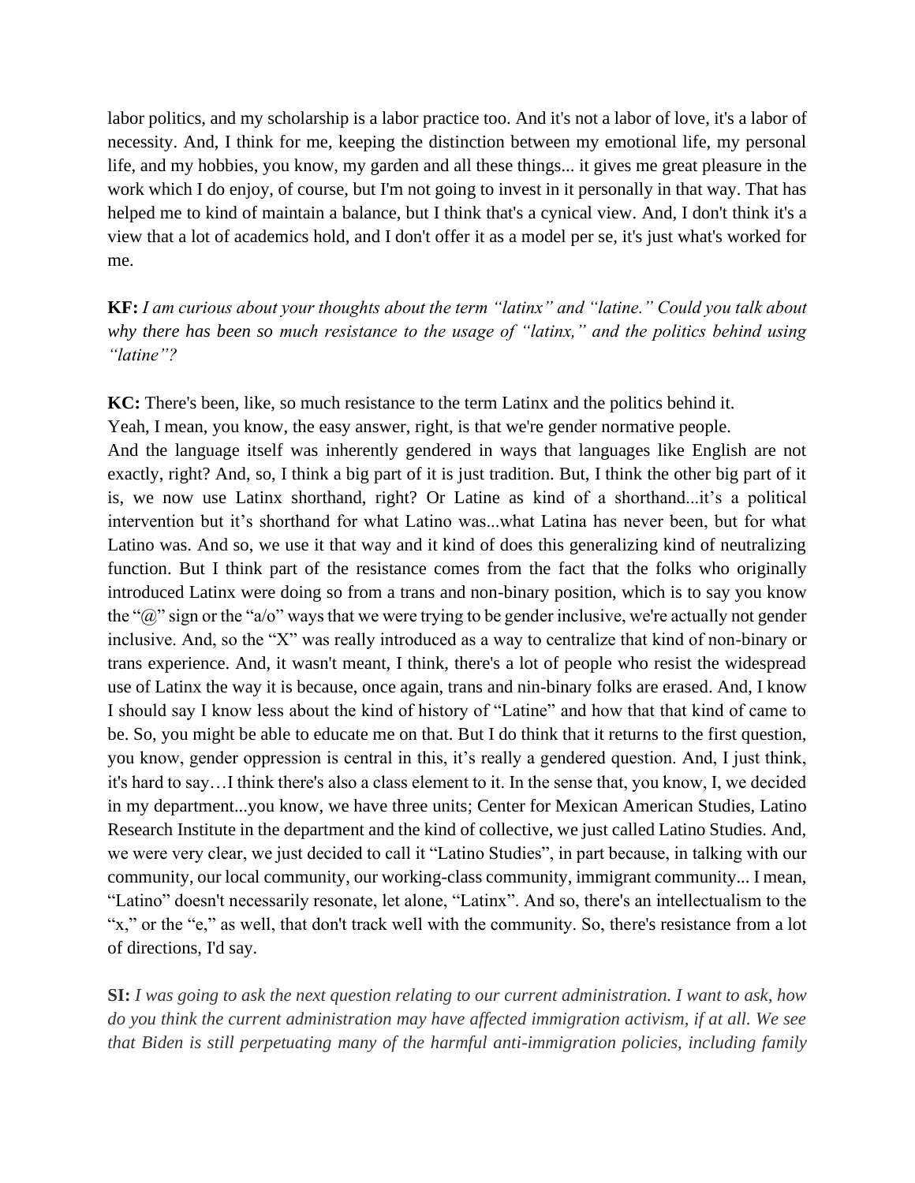labor politics, and my scholarship is a labor practice too. And it's not a labor of love, it's a labor of necessity. And, I think for me, keeping the distinction between my emotional life, my personal life, and my hobbies, you know, my garden and all these things... it gives me great pleasure in the work which I do enjoy, of course, but I'm not going to invest in it personally in that way. That has helped me to kind of maintain a balance, but I think that's a cynical view. And, I don't think it's a view that a lot of academics hold, and I don't offer it as a model per se, it's just what's worked for me.

**KF:** *I am curious about your thoughts about the term "latinx" and "latine." Could you talk about why there has been so much resistance to the usage of "latinx," and the politics behind using "latine"?*

**KC:** There's been, like, so much resistance to the term Latinx and the politics behind it.
Yeah, I mean, you know, the easy answer, right, is that we're gender normative people.
And the language itself was inherently gendered in ways that languages like English are not exactly, right? And, so, I think a big part of it is just tradition. But, I think the other big part of it is, we now use Latinx shorthand, right? Or Latine as kind of a shorthand...it's a political intervention but it's shorthand for what Latino was...what Latina has never been, but for what Latino was. And so, we use it that way and it kind of does this generalizing kind of neutralizing function. But I think part of the resistance comes from the fact that the folks who originally introduced Latinx were doing so from a trans and non-binary position, which is to say you know the "@" sign or the "a/o" ways that we were trying to be gender inclusive, we're actually not gender inclusive. And, so the "X" was really introduced as a way to centralize that kind of non-binary or trans experience. And, it wasn't meant, I think, there's a lot of people who resist the widespread use of Latinx the way it is because, once again, trans and nin-binary folks are erased. And, I know I should say I know less about the kind of history of "Latine" and how that that kind of came to be. So, you might be able to educate me on that. But I do think that it returns to the first question, you know, gender oppression is central in this, it's really a gendered question. And, I just think, it's hard to say…I think there's also a class element to it. In the sense that, you know, I, we decided in my department...you know, we have three units; Center for Mexican American Studies, Latino Research Institute in the department and the kind of collective, we just called Latino Studies. And, we were very clear, we just decided to call it "Latino Studies", in part because, in talking with our community, our local community, our working-class community, immigrant community... I mean, "Latino" doesn't necessarily resonate, let alone, "Latinx". And so, there's an intellectualism to the "x," or the "e," as well, that don't track well with the community. So, there's resistance from a lot of directions, I'd say.

**SI:** *I was going to ask the next question relating to our current administration. I want to ask, how do you think the current administration may have affected immigration activism, if at all. We see that Biden is still perpetuating many of the harmful anti-immigration policies, including family*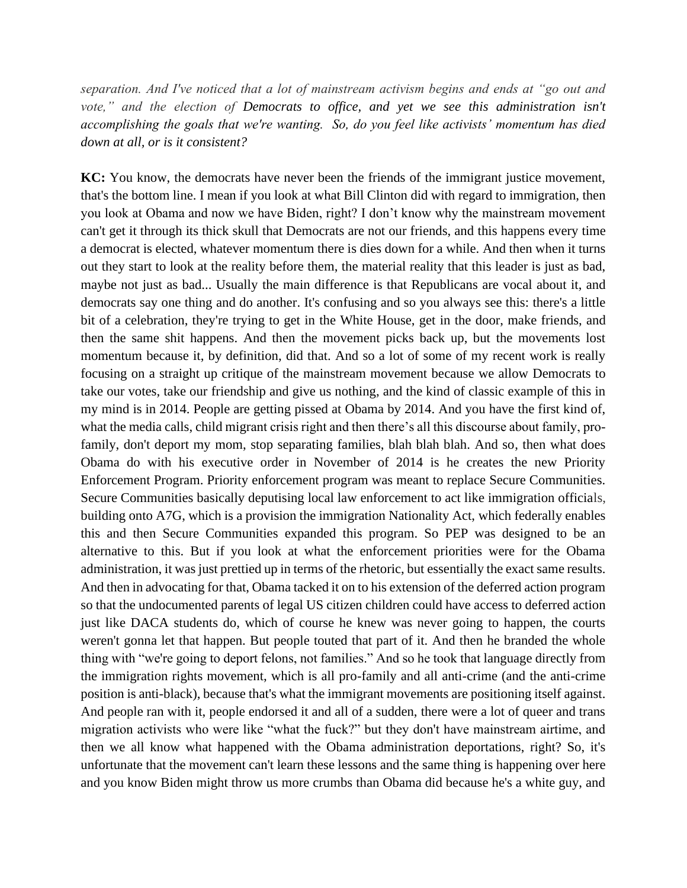*separation. And I've noticed that a lot of mainstream activism begins and ends at "go out and vote," and the election of Democrats to office, and yet we see this administration isn't accomplishing the goals that we're wanting. So, do you feel like activists' momentum has died down at all, or is it consistent?*

**KC:** You know, the democrats have never been the friends of the immigrant justice movement, that's the bottom line. I mean if you look at what Bill Clinton did with regard to immigration, then you look at Obama and now we have Biden, right? I don't know why the mainstream movement can't get it through its thick skull that Democrats are not our friends, and this happens every time a democrat is elected, whatever momentum there is dies down for a while. And then when it turns out they start to look at the reality before them, the material reality that this leader is just as bad, maybe not just as bad... Usually the main difference is that Republicans are vocal about it, and democrats say one thing and do another. It's confusing and so you always see this: there's a little bit of a celebration, they're trying to get in the White House, get in the door, make friends, and then the same shit happens. And then the movement picks back up, but the movements lost momentum because it, by definition, did that. And so a lot of some of my recent work is really focusing on a straight up critique of the mainstream movement because we allow Democrats to take our votes, take our friendship and give us nothing, and the kind of classic example of this in my mind is in 2014. People are getting pissed at Obama by 2014. And you have the first kind of, what the media calls, child migrant crisis right and then there's all this discourse about family, pro-family, don't deport my mom, stop separating families, blah blah blah. And so, then what does Obama do with his executive order in November of 2014 is he creates the new Priority Enforcement Program. Priority enforcement program was meant to replace Secure Communities. Secure Communities basically deputising local law enforcement to act like immigration officials, building onto A7G, which is a provision the immigration Nationality Act, which federally enables this and then Secure Communities expanded this program. So PEP was designed to be an alternative to this. But if you look at what the enforcement priorities were for the Obama administration, it was just prettied up in terms of the rhetoric, but essentially the exact same results. And then in advocating for that, Obama tacked it on to his extension of the deferred action program so that the undocumented parents of legal US citizen children could have access to deferred action just like DACA students do, which of course he knew was never going to happen, the courts weren't gonna let that happen. But people touted that part of it. And then he branded the whole thing with "we're going to deport felons, not families." And so he took that language directly from the immigration rights movement, which is all pro-family and all anti-crime (and the anti-crime position is anti-black), because that's what the immigrant movements are positioning itself against. And people ran with it, people endorsed it and all of a sudden, there were a lot of queer and trans migration activists who were like "what the fuck?" but they don't have mainstream airtime, and then we all know what happened with the Obama administration deportations, right? So, it's unfortunate that the movement can't learn these lessons and the same thing is happening over here and you know Biden might throw us more crumbs than Obama did because he's a white guy, and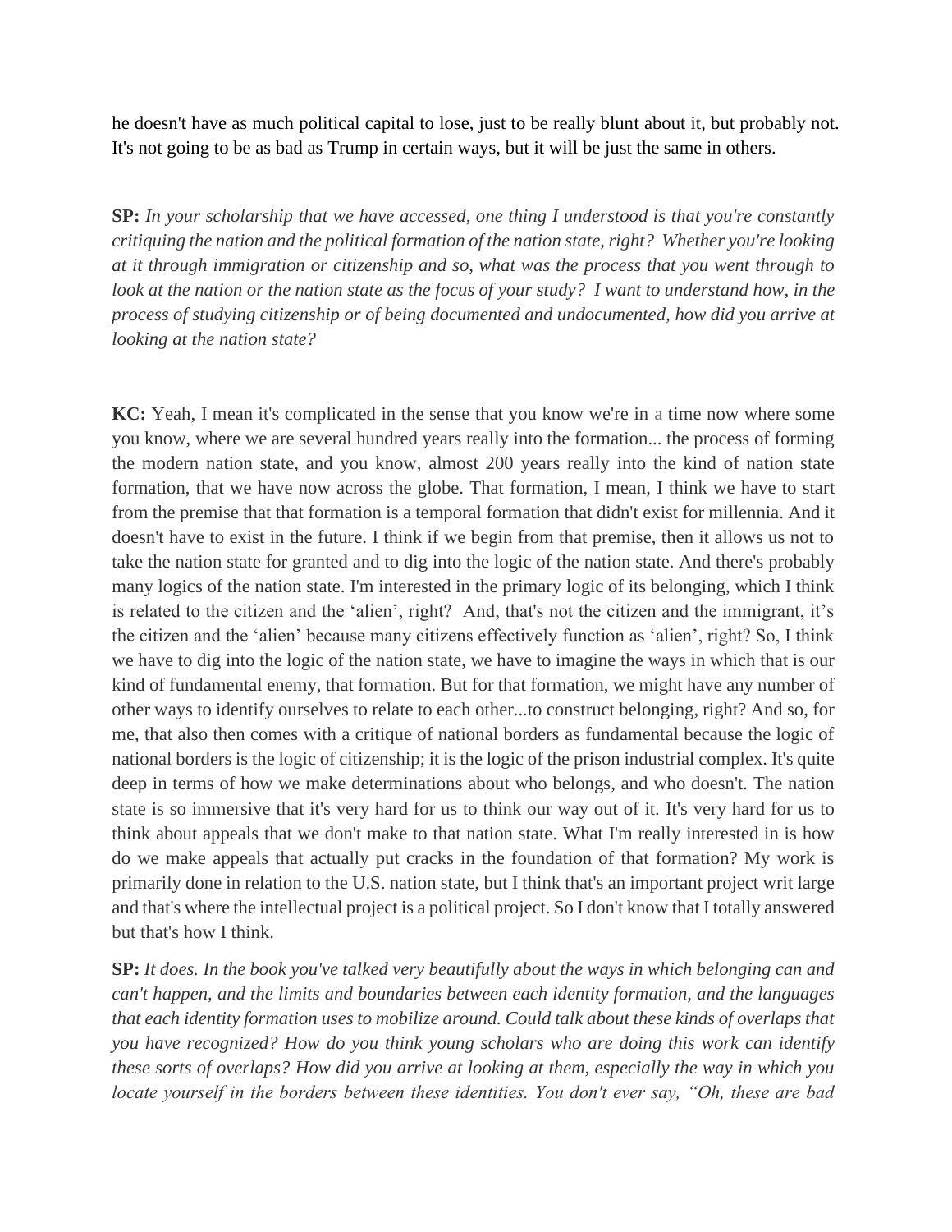he doesn't have as much political capital to lose, just to be really blunt about it, but probably not. It's not going to be as bad as Trump in certain ways, but it will be just the same in others.

**SP:** *In your scholarship that we have accessed, one thing I understood is that you're constantly critiquing the nation and the political formation of the nation state, right? Whether you're looking at it through immigration or citizenship and so, what was the process that you went through to look at the nation or the nation state as the focus of your study? I want to understand how, in the process of studying citizenship or of being documented and undocumented, how did you arrive at looking at the nation state?*

**KC:** Yeah, I mean it's complicated in the sense that you know we're in a time now where some you know, where we are several hundred years really into the formation... the process of forming the modern nation state, and you know, almost 200 years really into the kind of nation state formation, that we have now across the globe. That formation, I mean, I think we have to start from the premise that that formation is a temporal formation that didn't exist for millennia. And it doesn't have to exist in the future. I think if we begin from that premise, then it allows us not to take the nation state for granted and to dig into the logic of the nation state. And there's probably many logics of the nation state. I'm interested in the primary logic of its belonging, which I think is related to the citizen and the 'alien', right? And, that's not the citizen and the immigrant, it's the citizen and the 'alien' because many citizens effectively function as 'alien', right? So, I think we have to dig into the logic of the nation state, we have to imagine the ways in which that is our kind of fundamental enemy, that formation. But for that formation, we might have any number of other ways to identify ourselves to relate to each other...to construct belonging, right? And so, for me, that also then comes with a critique of national borders as fundamental because the logic of national borders is the logic of citizenship; it is the logic of the prison industrial complex. It's quite deep in terms of how we make determinations about who belongs, and who doesn't. The nation state is so immersive that it's very hard for us to think our way out of it. It's very hard for us to think about appeals that we don't make to that nation state. What I'm really interested in is how do we make appeals that actually put cracks in the foundation of that formation? My work is primarily done in relation to the U.S. nation state, but I think that's an important project writ large and that's where the intellectual project is a political project. So I don't know that I totally answered but that's how I think.

**SP:** *It does. In the book you've talked very beautifully about the ways in which belonging can and can't happen, and the limits and boundaries between each identity formation, and the languages that each identity formation uses to mobilize around. Could talk about these kinds of overlaps that you have recognized? How do you think young scholars who are doing this work can identify these sorts of overlaps? How did you arrive at looking at them, especially the way in which you locate yourself in the borders between these identities. You don't ever say, "Oh, these are bad*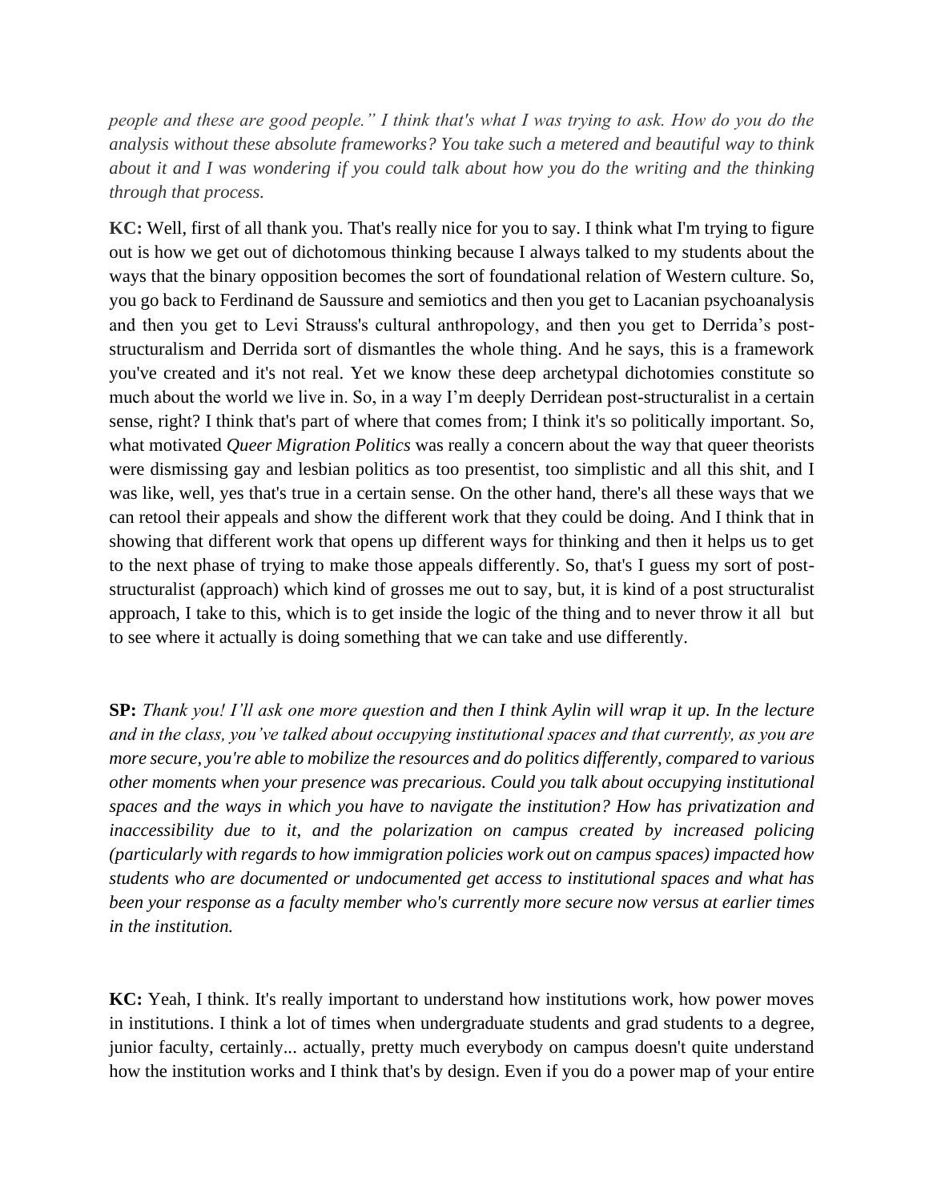*people and these are good people." I think that's what I was trying to ask. How do you do the analysis without these absolute frameworks? You take such a metered and beautiful way to think about it and I was wondering if you could talk about how you do the writing and the thinking through that process.*

**KC:** Well, first of all thank you. That's really nice for you to say. I think what I'm trying to figure out is how we get out of dichotomous thinking because I always talked to my students about the ways that the binary opposition becomes the sort of foundational relation of Western culture. So, you go back to Ferdinand de Saussure and semiotics and then you get to Lacanian psychoanalysis and then you get to Levi Strauss's cultural anthropology, and then you get to Derrida's post-structuralism and Derrida sort of dismantles the whole thing. And he says, this is a framework you've created and it's not real. Yet we know these deep archetypal dichotomies constitute so much about the world we live in. So, in a way I'm deeply Derridean post-structuralist in a certain sense, right? I think that's part of where that comes from; I think it's so politically important. So, what motivated *Queer Migration Politics* was really a concern about the way that queer theorists were dismissing gay and lesbian politics as too presentist, too simplistic and all this shit, and I was like, well, yes that's true in a certain sense. On the other hand, there's all these ways that we can retool their appeals and show the different work that they could be doing. And I think that in showing that different work that opens up different ways for thinking and then it helps us to get to the next phase of trying to make those appeals differently. So, that's I guess my sort of post-structuralist (approach) which kind of grosses me out to say, but, it is kind of a post structuralist approach, I take to this, which is to get inside the logic of the thing and to never throw it all but to see where it actually is doing something that we can take and use differently.

**SP:** *Thank you! I'll ask one more question and then I think Aylin will wrap it up. In the lecture and in the class, you've talked about occupying institutional spaces and that currently, as you are more secure, you're able to mobilize the resources and do politics differently, compared to various other moments when your presence was precarious. Could you talk about occupying institutional spaces and the ways in which you have to navigate the institution? How has privatization and inaccessibility due to it, and the polarization on campus created by increased policing (particularly with regards to how immigration policies work out on campus spaces) impacted how students who are documented or undocumented get access to institutional spaces and what has been your response as a faculty member who's currently more secure now versus at earlier times in the institution.*

**KC:** Yeah, I think. It's really important to understand how institutions work, how power moves in institutions. I think a lot of times when undergraduate students and grad students to a degree, junior faculty, certainly... actually, pretty much everybody on campus doesn't quite understand how the institution works and I think that's by design. Even if you do a power map of your entire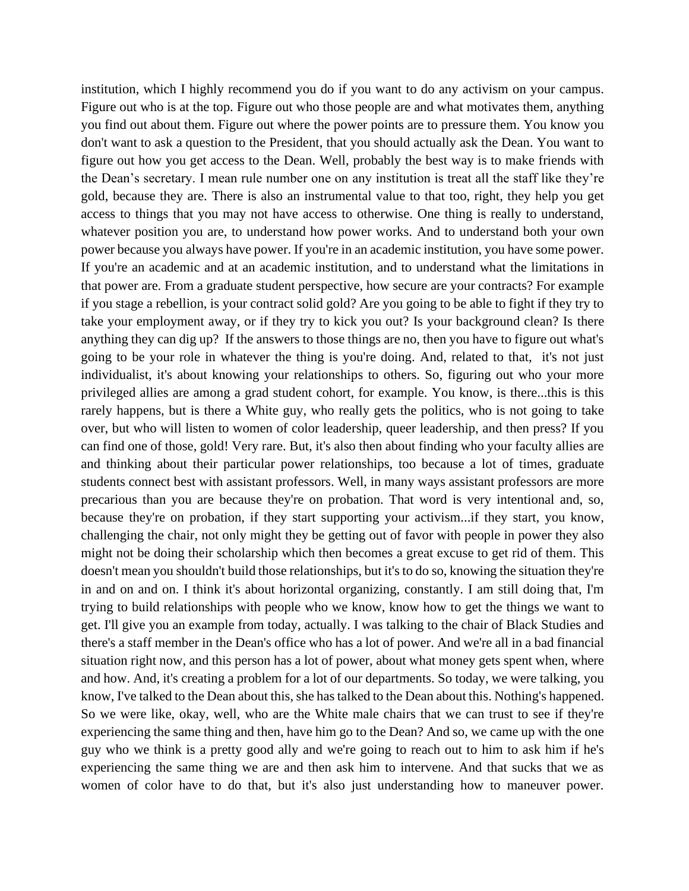institution, which I highly recommend you do if you want to do any activism on your campus. Figure out who is at the top. Figure out who those people are and what motivates them, anything you find out about them. Figure out where the power points are to pressure them. You know you don't want to ask a question to the President, that you should actually ask the Dean. You want to figure out how you get access to the Dean. Well, probably the best way is to make friends with the Dean's secretary. I mean rule number one on any institution is treat all the staff like they're gold, because they are. There is also an instrumental value to that too, right, they help you get access to things that you may not have access to otherwise. One thing is really to understand, whatever position you are, to understand how power works. And to understand both your own power because you always have power. If you're in an academic institution, you have some power. If you're an academic and at an academic institution, and to understand what the limitations in that power are. From a graduate student perspective, how secure are your contracts? For example if you stage a rebellion, is your contract solid gold? Are you going to be able to fight if they try to take your employment away, or if they try to kick you out? Is your background clean? Is there anything they can dig up? If the answers to those things are no, then you have to figure out what's going to be your role in whatever the thing is you're doing. And, related to that, it's not just individualist, it's about knowing your relationships to others. So, figuring out who your more privileged allies are among a grad student cohort, for example. You know, is there...this is this rarely happens, but is there a White guy, who really gets the politics, who is not going to take over, but who will listen to women of color leadership, queer leadership, and then press? If you can find one of those, gold! Very rare. But, it's also then about finding who your faculty allies are and thinking about their particular power relationships, too because a lot of times, graduate students connect best with assistant professors. Well, in many ways assistant professors are more precarious than you are because they're on probation. That word is very intentional and, so, because they're on probation, if they start supporting your activism...if they start, you know, challenging the chair, not only might they be getting out of favor with people in power they also might not be doing their scholarship which then becomes a great excuse to get rid of them. This doesn't mean you shouldn't build those relationships, but it's to do so, knowing the situation they're in and on and on. I think it's about horizontal organizing, constantly. I am still doing that, I'm trying to build relationships with people who we know, know how to get the things we want to get. I'll give you an example from today, actually. I was talking to the chair of Black Studies and there's a staff member in the Dean's office who has a lot of power. And we're all in a bad financial situation right now, and this person has a lot of power, about what money gets spent when, where and how. And, it's creating a problem for a lot of our departments. So today, we were talking, you know, I've talked to the Dean about this, she has talked to the Dean about this. Nothing's happened. So we were like, okay, well, who are the White male chairs that we can trust to see if they're experiencing the same thing and then, have him go to the Dean? And so, we came up with the one guy who we think is a pretty good ally and we're going to reach out to him to ask him if he's experiencing the same thing we are and then ask him to intervene. And that sucks that we as women of color have to do that, but it's also just understanding how to maneuver power.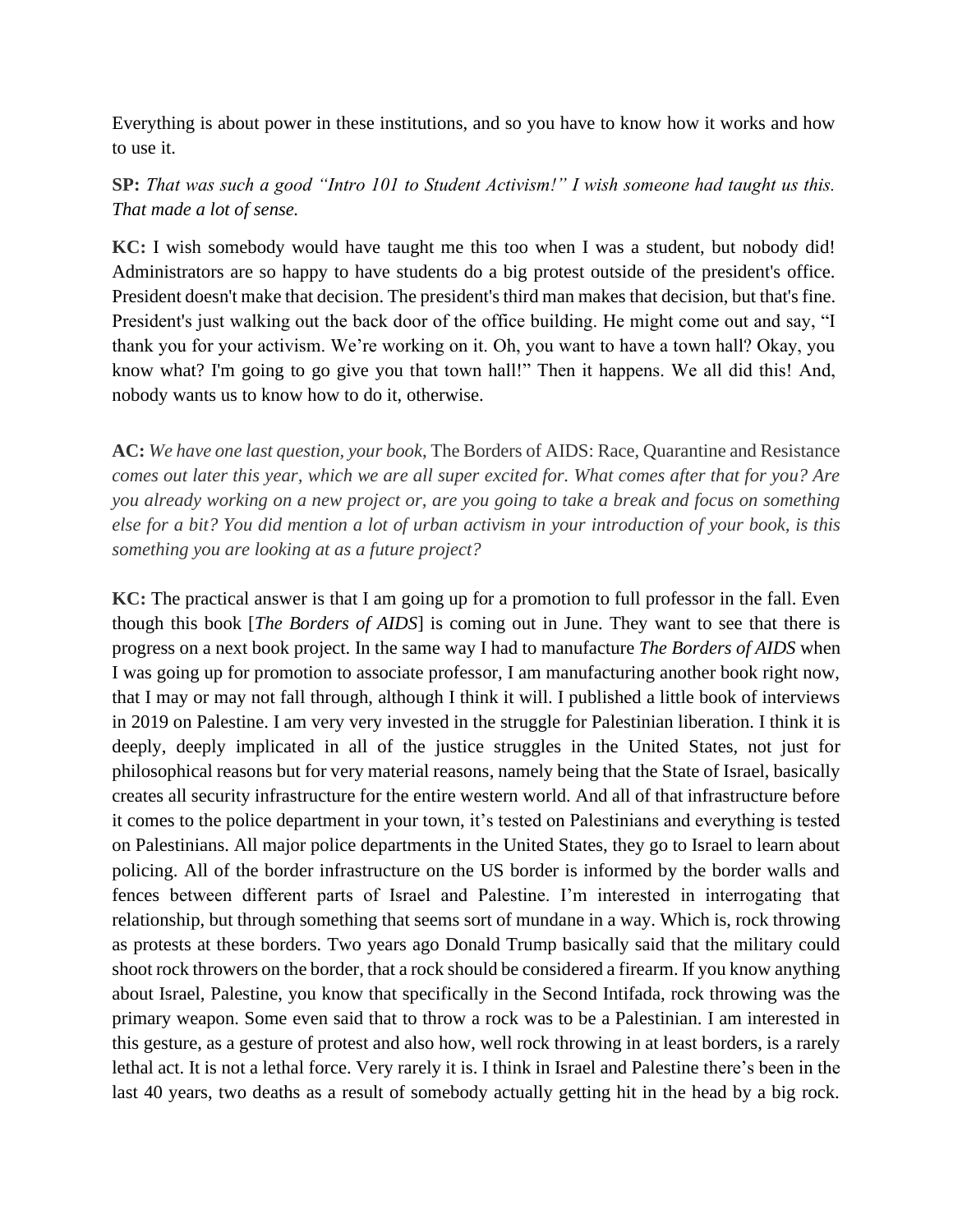Everything is about power in these institutions, and so you have to know how it works and how to use it.

**SP:** *That was such a good "Intro 101 to Student Activism!" I wish someone had taught us this. That made a lot of sense.*

**KC:** I wish somebody would have taught me this too when I was a student, but nobody did! Administrators are so happy to have students do a big protest outside of the president's office. President doesn't make that decision. The president's third man makes that decision, but that's fine. President's just walking out the back door of the office building. He might come out and say, "I thank you for your activism. We're working on it. Oh, you want to have a town hall? Okay, you know what? I'm going to go give you that town hall!" Then it happens. We all did this! And, nobody wants us to know how to do it, otherwise.

**AC:** *We have one last question, your book,* The Borders of AIDS: Race, Quarantine and Resistance *comes out later this year, which we are all super excited for. What comes after that for you? Are you already working on a new project or, are you going to take a break and focus on something else for a bit? You did mention a lot of urban activism in your introduction of your book, is this something you are looking at as a future project?*

**KC:** The practical answer is that I am going up for a promotion to full professor in the fall. Even though this book [*The Borders of AIDS*] is coming out in June. They want to see that there is progress on a next book project. In the same way I had to manufacture *The Borders of AIDS* when I was going up for promotion to associate professor, I am manufacturing another book right now, that I may or may not fall through, although I think it will. I published a little book of interviews in 2019 on Palestine. I am very very invested in the struggle for Palestinian liberation. I think it is deeply, deeply implicated in all of the justice struggles in the United States, not just for philosophical reasons but for very material reasons, namely being that the State of Israel, basically creates all security infrastructure for the entire western world. And all of that infrastructure before it comes to the police department in your town, it's tested on Palestinians and everything is tested on Palestinians. All major police departments in the United States, they go to Israel to learn about policing. All of the border infrastructure on the US border is informed by the border walls and fences between different parts of Israel and Palestine. I'm interested in interrogating that relationship, but through something that seems sort of mundane in a way. Which is, rock throwing as protests at these borders. Two years ago Donald Trump basically said that the military could shoot rock throwers on the border, that a rock should be considered a firearm. If you know anything about Israel, Palestine, you know that specifically in the Second Intifada, rock throwing was the primary weapon. Some even said that to throw a rock was to be a Palestinian. I am interested in this gesture, as a gesture of protest and also how, well rock throwing in at least borders, is a rarely lethal act. It is not a lethal force. Very rarely it is. I think in Israel and Palestine there's been in the last 40 years, two deaths as a result of somebody actually getting hit in the head by a big rock.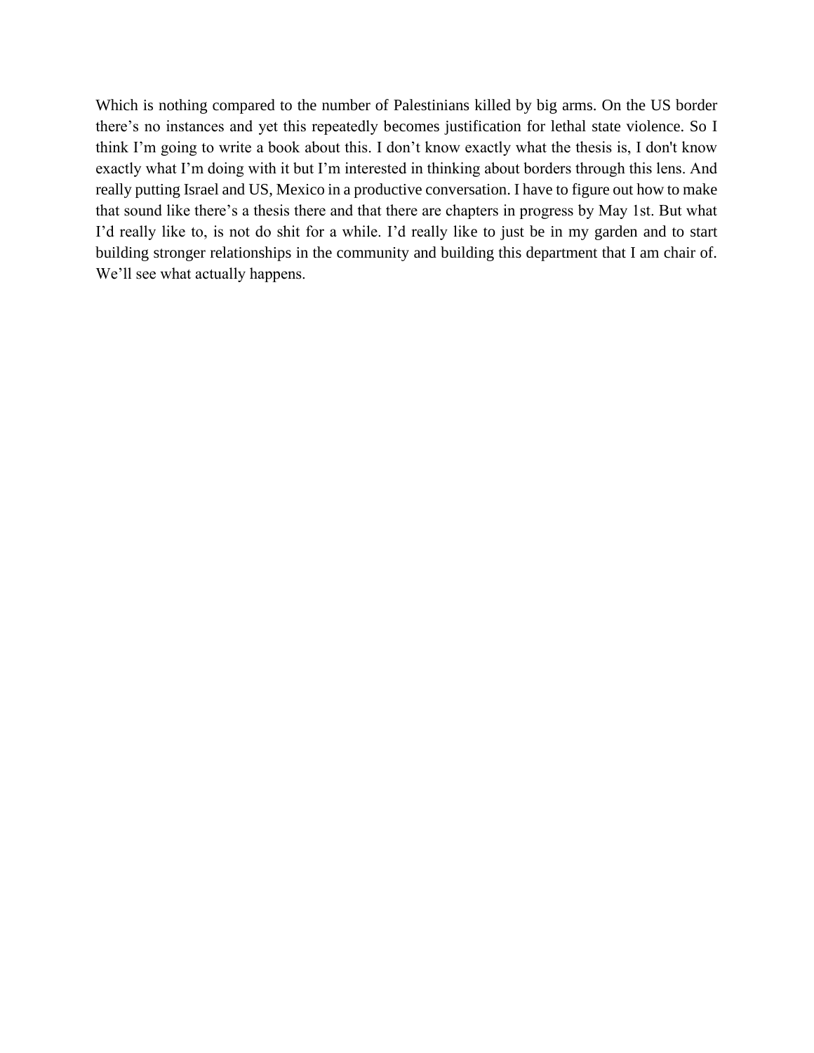Which is nothing compared to the number of Palestinians killed by big arms. On the US border there's no instances and yet this repeatedly becomes justification for lethal state violence. So I think I'm going to write a book about this. I don't know exactly what the thesis is, I don't know exactly what I'm doing with it but I'm interested in thinking about borders through this lens. And really putting Israel and US, Mexico in a productive conversation. I have to figure out how to make that sound like there's a thesis there and that there are chapters in progress by May 1st. But what I'd really like to, is not do shit for a while. I'd really like to just be in my garden and to start building stronger relationships in the community and building this department that I am chair of. We'll see what actually happens.